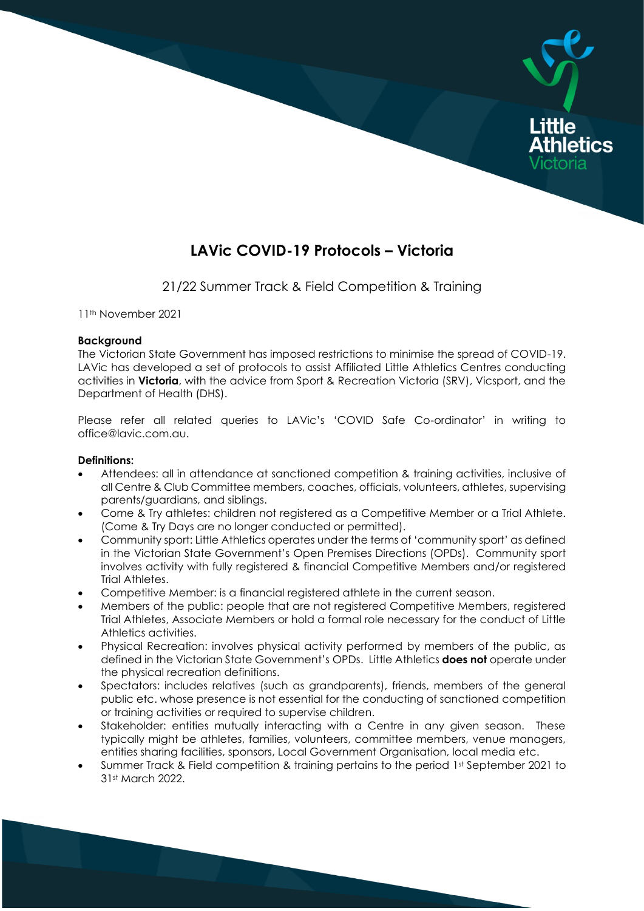# LAVic COVID-19 Protocols – Victoria

## 21/22 Summer Track & Field Competition & Training

11th November 2021

**Background**

The Victorian State Government has imposed restrictions to minimise the spread of COVID-19. LAVic has developed a set of protocols to assist Affiliated Little Athletics Centres conducting activities in **Victoria**, with the advice from Sport & Recreation Victoria (SRV), Vicsport, and the Department of Health (DHS).

Please refer all related queries to LAVic's 'COVID Safe Co-ordinator' in writing to office@lavic.com.au.

**Definitions:**

- Attendees: all in attendance at sanctioned competition & training activities, inclusive of all Centre & Club Committee members, coaches, officials, volunteers, athletes, supervising parents/guardians, and siblings.
- Come & Try athletes: children not registered as a Competitive Member or a Trial Athlete. (Come & Try Days are no longer conducted or permitted).
- Community sport: Little Athletics operates under the terms of 'community sport' as defined in the Victorian State Government's Open Premises Directions (OPDs). Community sport involves activity with fully registered & financial Competitive Members and/or registered Trial Athletes.
- Competitive Member: is a financial registered athlete in the current season.
- Members of the public: people that are not registered Competitive Members, registered Trial Athletes, Associate Members or hold a formal role necessary for the conduct of Little Athletics activities.
- Physical Recreation: involves physical activity performed by members of the public, as defined in the Victorian State Government's OPDs. Little Athletics **does not** operate under the physical recreation definitions.
- Spectators: includes relatives (such as grandparents), friends, members of the general public etc. whose presence is not essential for the conducting of sanctioned competition or training activities or required to supervise children.
- Stakeholder: entities mutually interacting with a Centre in any given season. These typically might be athletes, families, volunteers, committee members, venue managers, entities sharing facilities, sponsors, Local Government Organisation, local media etc.
- Summer Track & Field competition & training pertains to the period 1st September 2021 to 31st March 2022.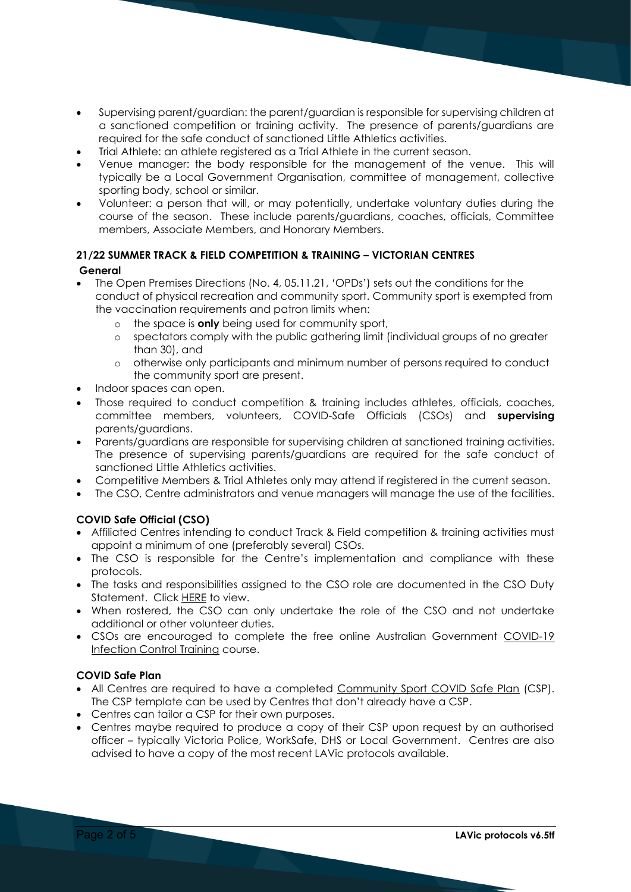- Supervising parent/guardian: the parent/guardian is responsible for supervising children at a sanctioned competition or training activity. The presence of parents/guardians are required for the safe conduct of sanctioned Little Athletics activities.
- Trial Athlete: an athlete registered as a Trial Athlete in the current season.
- Venue manager: the body responsible for the management of the venue. This will typically be a Local Government Organisation, committee of management, collective sporting body, school or similar.
- Volunteer: a person that will, or may potentially, undertake voluntary duties during the course of the season. These include parents/guardians, coaches, officials, Committee members, Associate Members, and Honorary Members.

## 21/22 SUMMER TRACK & FIELD COMPETITION & TRAINING – VICTORIAN CENTRES

### General

- The Open Premises Directions (No. 4, 05.11.21, 'OPDs') sets out the conditions for the conduct of physical recreation and community sport. Community sport is exempted from the vaccination requirements and patron limits when:
  - the space is **only** being used for community sport,
  - spectators comply with the public gathering limit (individual groups of no greater than 30), and
  - otherwise only participants and minimum number of persons required to conduct the community sport are present.
- Indoor spaces can open.
- Those required to conduct competition & training includes athletes, officials, coaches, committee members, volunteers, COVID-Safe Officials (CSOs) and **supervising** parents/guardians.
- Parents/guardians are responsible for supervising children at sanctioned training activities. The presence of supervising parents/guardians are required for the safe conduct of sanctioned Little Athletics activities.
- Competitive Members & Trial Athletes only may attend if registered in the current season.
- The CSO, Centre administrators and venue managers will manage the use of the facilities.

### COVID Safe Official (CSO)

- Affiliated Centres intending to conduct Track & Field competition & training activities must appoint a minimum of one (preferably several) CSOs.
- The CSO is responsible for the Centre's implementation and compliance with these protocols.
- The tasks and responsibilities assigned to the CSO role are documented in the CSO Duty Statement. Click HERE to view.
- When rostered, the CSO can only undertake the role of the CSO and not undertake additional or other volunteer duties.
- CSOs are encouraged to complete the free online Australian Government COVID-19 Infection Control Training course.

### COVID Safe Plan

- All Centres are required to have a completed Community Sport COVID Safe Plan (CSP). The CSP template can be used by Centres that don't already have a CSP.
- Centres can tailor a CSP for their own purposes.
- Centres maybe required to produce a copy of their CSP upon request by an authorised officer – typically Victoria Police, WorkSafe, DHS or Local Government. Centres are also advised to have a copy of the most recent LAVic protocols available.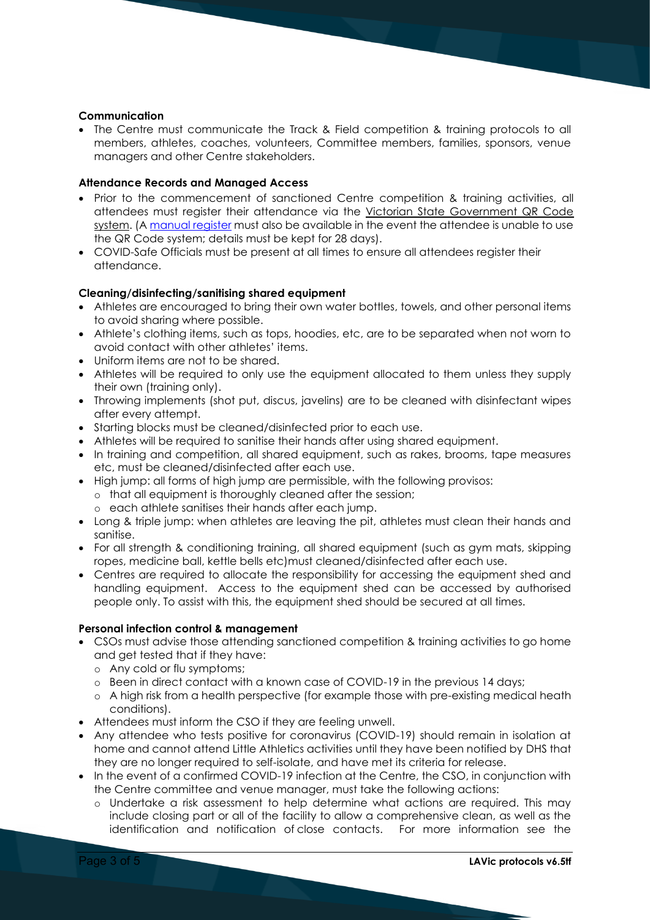**Communication**

- The Centre must communicate the Track & Field competition & training protocols to all members, athletes, coaches, volunteers, Committee members, families, sponsors, venue managers and other Centre stakeholders.

**Attendance Records and Managed Access**

- Prior to the commencement of sanctioned Centre competition & training activities, all attendees must register their attendance via the Victorian State Government QR Code system. (A manual register must also be available in the event the attendee is unable to use the QR Code system; details must be kept for 28 days).
- COVID-Safe Officials must be present at all times to ensure all attendees register their attendance.

**Cleaning/disinfecting/sanitising shared equipment**

- Athletes are encouraged to bring their own water bottles, towels, and other personal items to avoid sharing where possible.
- Athlete's clothing items, such as tops, hoodies, etc, are to be separated when not worn to avoid contact with other athletes' items.
- Uniform items are not to be shared.
- Athletes will be required to only use the equipment allocated to them unless they supply their own (training only).
- Throwing implements (shot put, discus, javelins) are to be cleaned with disinfectant wipes after every attempt.
- Starting blocks must be cleaned/disinfected prior to each use.
- Athletes will be required to sanitise their hands after using shared equipment.
- In training and competition, all shared equipment, such as rakes, brooms, tape measures etc, must be cleaned/disinfected after each use.
- High jump: all forms of high jump are permissible, with the following provisos:
  - that all equipment is thoroughly cleaned after the session;
  - each athlete sanitises their hands after each jump.
- Long & triple jump: when athletes are leaving the pit, athletes must clean their hands and sanitise.
- For all strength & conditioning training, all shared equipment (such as gym mats, skipping ropes, medicine ball, kettle bells etc)must cleaned/disinfected after each use.
- Centres are required to allocate the responsibility for accessing the equipment shed and handling equipment. Access to the equipment shed can be accessed by authorised people only. To assist with this, the equipment shed should be secured at all times.

**Personal infection control & management**

- CSOs must advise those attending sanctioned competition & training activities to go home and get tested that if they have:
  - Any cold or flu symptoms;
  - Been in direct contact with a known case of COVID-19 in the previous 14 days;
  - A high risk from a health perspective (for example those with pre-existing medical heath conditions).
- Attendees must inform the CSO if they are feeling unwell.
- Any attendee who tests positive for coronavirus (COVID-19) should remain in isolation at home and cannot attend Little Athletics activities until they have been notified by DHS that they are no longer required to self-isolate, and have met its criteria for release.
- In the event of a confirmed COVID-19 infection at the Centre, the CSO, in conjunction with the Centre committee and venue manager, must take the following actions:
  - Undertake a risk assessment to help determine what actions are required. This may include closing part or all of the facility to allow a comprehensive clean, as well as the identification and notification of close contacts. For more information see the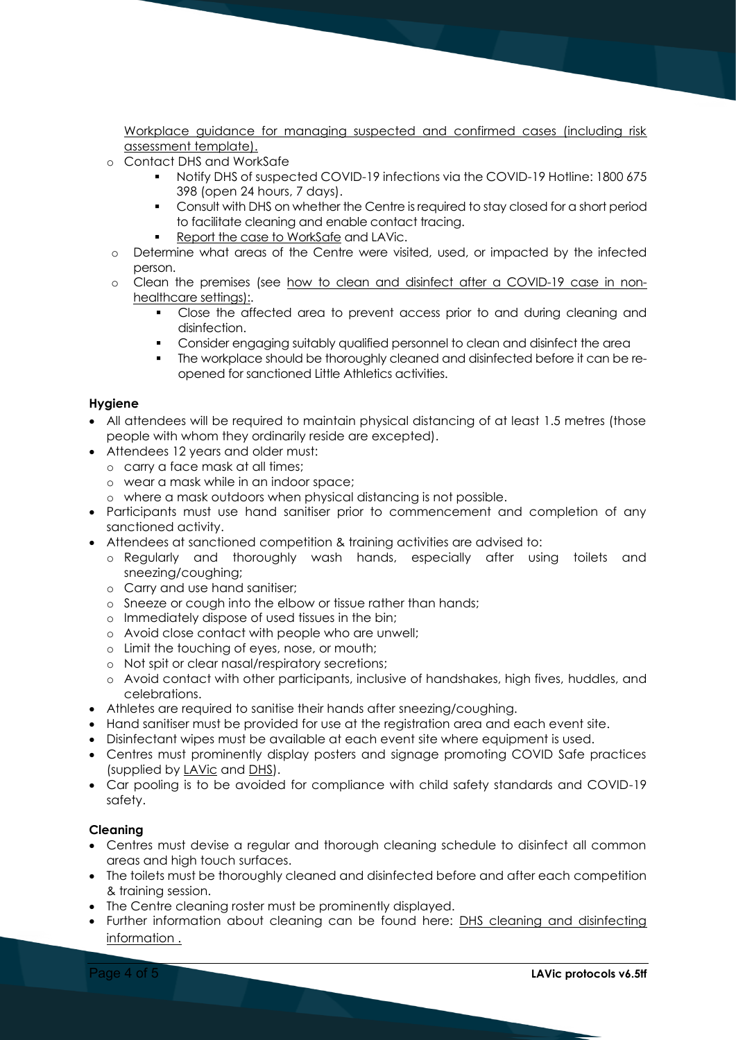Workplace guidance for managing suspected and confirmed cases (including risk assessment template).

- Contact DHS and WorkSafe
  - Notify DHS of suspected COVID-19 infections via the COVID-19 Hotline: 1800 675 398 (open 24 hours, 7 days).
  - Consult with DHS on whether the Centre is required to stay closed for a short period to facilitate cleaning and enable contact tracing.
  - Report the case to WorkSafe and LAVic.
- Determine what areas of the Centre were visited, used, or impacted by the infected person.
- Clean the premises (see how to clean and disinfect after a COVID-19 case in non-healthcare settings):.
  - Close the affected area to prevent access prior to and during cleaning and disinfection.
  - Consider engaging suitably qualified personnel to clean and disinfect the area
  - The workplace should be thoroughly cleaned and disinfected before it can be re-opened for sanctioned Little Athletics activities.

**Hygiene**

- All attendees will be required to maintain physical distancing of at least 1.5 metres (those people with whom they ordinarily reside are excepted).
- Attendees 12 years and older must:
  - carry a face mask at all times;
  - wear a mask while in an indoor space;
  - where a mask outdoors when physical distancing is not possible.
- Participants must use hand sanitiser prior to commencement and completion of any sanctioned activity.
- Attendees at sanctioned competition & training activities are advised to:
  - Regularly and thoroughly wash hands, especially after using toilets and sneezing/coughing;
  - Carry and use hand sanitiser;
  - Sneeze or cough into the elbow or tissue rather than hands;
  - Immediately dispose of used tissues in the bin;
  - Avoid close contact with people who are unwell;
  - Limit the touching of eyes, nose, or mouth;
  - Not spit or clear nasal/respiratory secretions;
  - Avoid contact with other participants, inclusive of handshakes, high fives, huddles, and celebrations.
- Athletes are required to sanitise their hands after sneezing/coughing.
- Hand sanitiser must be provided for use at the registration area and each event site.
- Disinfectant wipes must be available at each event site where equipment is used.
- Centres must prominently display posters and signage promoting COVID Safe practices (supplied by LAVic and DHS).
- Car pooling is to be avoided for compliance with child safety standards and COVID-19 safety.

**Cleaning**

- Centres must devise a regular and thorough cleaning schedule to disinfect all common areas and high touch surfaces.
- The toilets must be thoroughly cleaned and disinfected before and after each competition & training session.
- The Centre cleaning roster must be prominently displayed.
- Further information about cleaning can be found here: DHS cleaning and disinfecting information .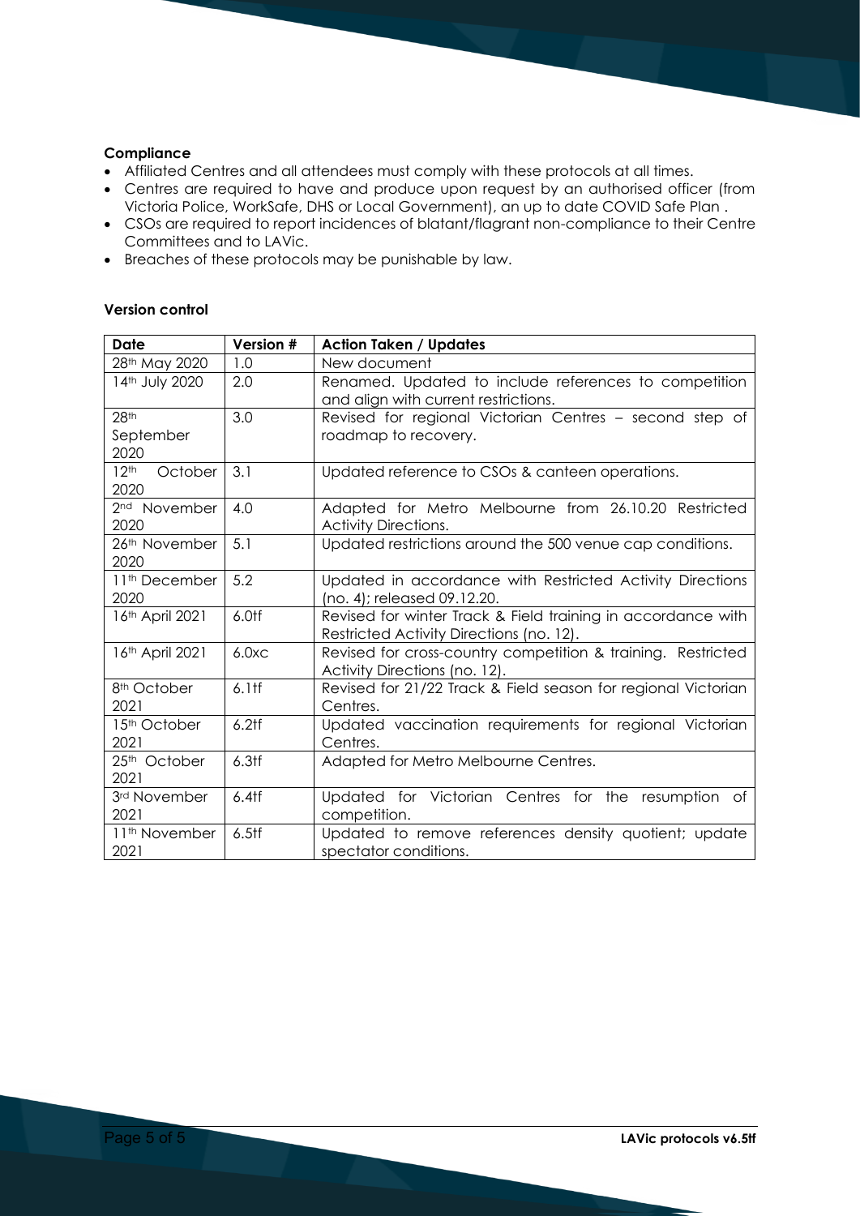**Compliance**

- Affiliated Centres and all attendees must comply with these protocols at all times.
- Centres are required to have and produce upon request by an authorised officer (from Victoria Police, WorkSafe, DHS or Local Government), an up to date COVID Safe Plan .
- CSOs are required to report incidences of blatant/flagrant non-compliance to their Centre Committees and to LAVic.
- Breaches of these protocols may be punishable by law.

**Version control**

| Date | Version # | Action Taken / Updates |
|---|---|---|
| 28th May 2020 | 1.0 | New document |
| 14th July 2020 | 2.0 | Renamed. Updated to include references to competition and align with current restrictions. |
| 28th September 2020 | 3.0 | Revised for regional Victorian Centres – second step of roadmap to recovery. |
| 12th October 2020 | 3.1 | Updated reference to CSOs & canteen operations. |
| 2nd November 2020 | 4.0 | Adapted for Metro Melbourne from 26.10.20 Restricted Activity Directions. |
| 26th November 2020 | 5.1 | Updated restrictions around the 500 venue cap conditions. |
| 11th December 2020 | 5.2 | Updated in accordance with Restricted Activity Directions (no. 4); released 09.12.20. |
| 16th April 2021 | 6.0tf | Revised for winter Track & Field training in accordance with Restricted Activity Directions (no. 12). |
| 16th April 2021 | 6.0xc | Revised for cross-country competition & training. Restricted Activity Directions (no. 12). |
| 8th October 2021 | 6.1tf | Revised for 21/22 Track & Field season for regional Victorian Centres. |
| 15th October 2021 | 6.2tf | Updated vaccination requirements for regional Victorian Centres. |
| 25th October 2021 | 6.3tf | Adapted for Metro Melbourne Centres. |
| 3rd November 2021 | 6.4tf | Updated for Victorian Centres for the resumption of competition. |
| 11th November 2021 | 6.5tf | Updated to remove references density quotient; update spectator conditions. |